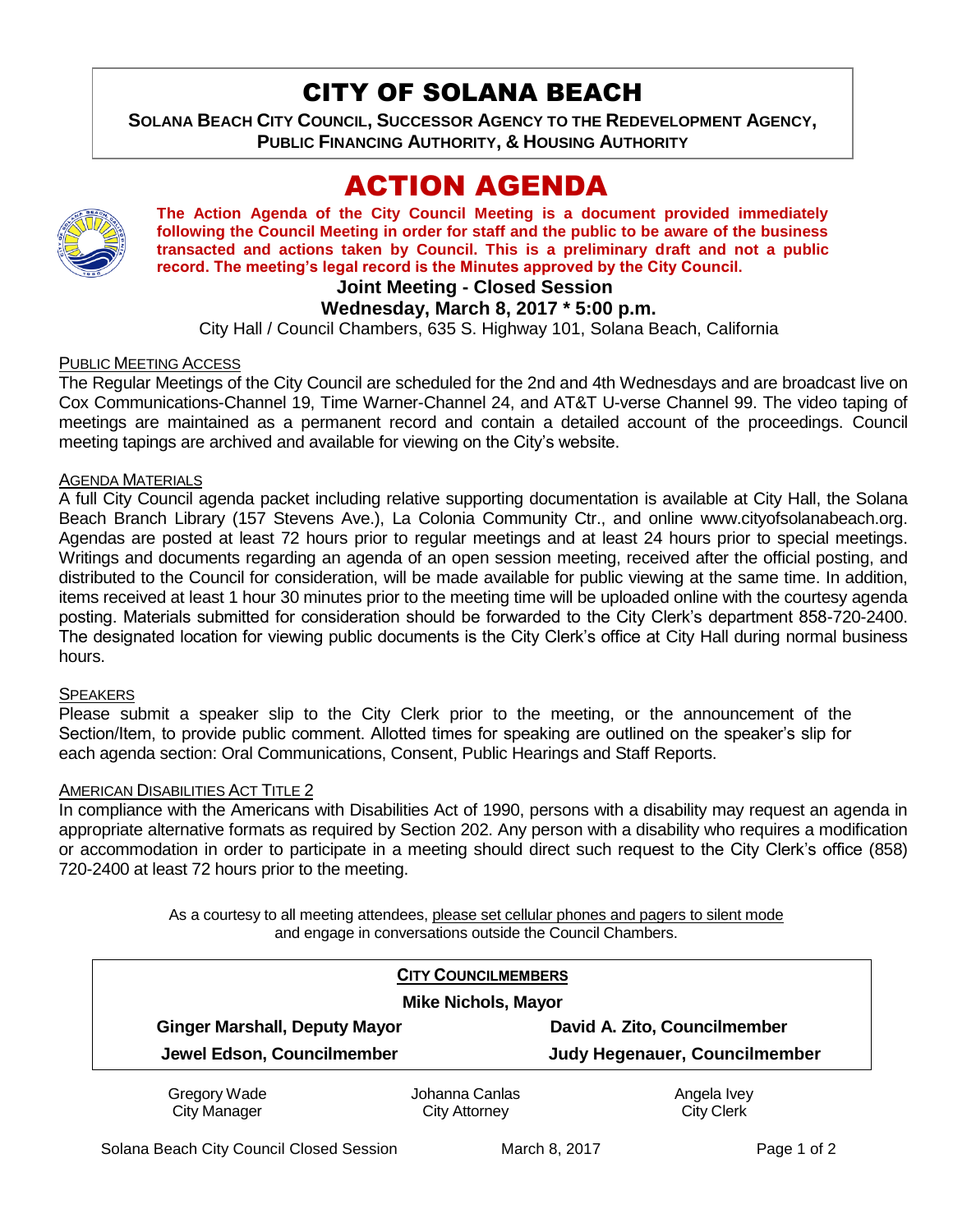# CITY OF SOLANA BEACH

**SOLANA BEACH CITY COUNCIL, SUCCESSOR AGENCY TO THE REDEVELOPMENT AGENCY, PUBLIC FINANCING AUTHORITY, & HOUSING AUTHORITY**

# ACTION AGENDA

**The Action Agenda of the City Council Meeting is a document provided immediately following the Council Meeting in order for staff and the public to be aware of the business transacted and actions taken by Council. This is a preliminary draft and not a public record. The meeting's legal record is the Minutes approved by the City Council.**

**Joint Meeting - Closed Session**

**Wednesday, March 8, 2017 * 5:00 p.m.**

City Hall / Council Chambers, 635 S. Highway 101, Solana Beach, California

PUBLIC MEETING ACCESS

The Regular Meetings of the City Council are scheduled for the 2nd and 4th Wednesdays and are broadcast live on Cox Communications-Channel 19, Time Warner-Channel 24, and AT&T U-verse Channel 99. The video taping of meetings are maintained as a permanent record and contain a detailed account of the proceedings. Council meeting tapings are archived and available for viewing on the City's website.

AGENDA MATERIALS

A full City Council agenda packet including relative supporting documentation is available at City Hall, the Solana Beach Branch Library (157 Stevens Ave.), La Colonia Community Ctr., and online www.cityofsolanabeach.org. Agendas are posted at least 72 hours prior to regular meetings and at least 24 hours prior to special meetings. Writings and documents regarding an agenda of an open session meeting, received after the official posting, and distributed to the Council for consideration, will be made available for public viewing at the same time. In addition, items received at least 1 hour 30 minutes prior to the meeting time will be uploaded online with the courtesy agenda posting. Materials submitted for consideration should be forwarded to the City Clerk's department 858-720-2400. The designated location for viewing public documents is the City Clerk's office at City Hall during normal business hours.

SPEAKERS

Please submit a speaker slip to the City Clerk prior to the meeting, or the announcement of the Section/Item, to provide public comment. Allotted times for speaking are outlined on the speaker's slip for each agenda section: Oral Communications, Consent, Public Hearings and Staff Reports.

AMERICAN DISABILITIES ACT TITLE 2

In compliance with the Americans with Disabilities Act of 1990, persons with a disability may request an agenda in appropriate alternative formats as required by Section 202. Any person with a disability who requires a modification or accommodation in order to participate in a meeting should direct such request to the City Clerk's office (858) 720-2400 at least 72 hours prior to the meeting.

As a courtesy to all meeting attendees, please set cellular phones and pagers to silent mode and engage in conversations outside the Council Chambers.

**CITY COUNCILMEMBERS**

**Mike Nichols, Mayor**

| | |
|---|---|
| **Ginger Marshall, Deputy Mayor** | **David A. Zito, Councilmember** |
| **Jewel Edson, Councilmember** | **Judy Hegenauer, Councilmember** |

| | | |
|---|---|---|
| Gregory Wade<br>City Manager | Johanna Canlas<br>City Attorney | Angela Ivey<br>City Clerk |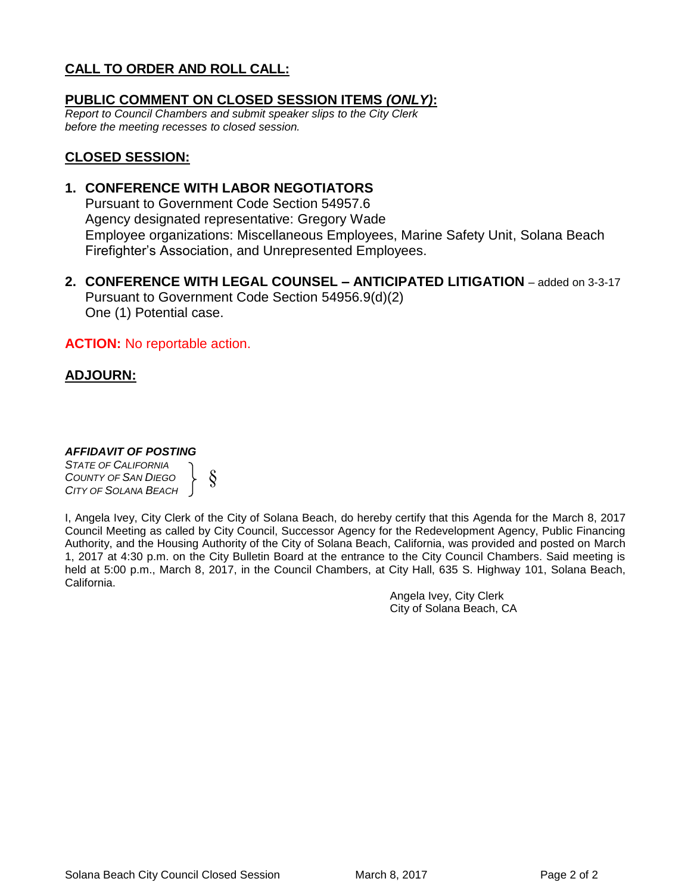## CALL TO ORDER AND ROLL CALL:

## PUBLIC COMMENT ON CLOSED SESSION ITEMS *(ONLY)*:

*Report to Council Chambers and submit speaker slips to the City Clerk before the meeting recesses to closed session.*

## CLOSED SESSION:

**1. CONFERENCE WITH LABOR NEGOTIATORS**
Pursuant to Government Code Section 54957.6
Agency designated representative: Gregory Wade
Employee organizations: Miscellaneous Employees, Marine Safety Unit, Solana Beach Firefighter's Association, and Unrepresented Employees.

**2. CONFERENCE WITH LEGAL COUNSEL – ANTICIPATED LITIGATION** – added on 3-3-17
Pursuant to Government Code Section 54956.9(d)(2)
One (1) Potential case.

**ACTION:** No reportable action.

## ADJOURN:

***AFFIDAVIT OF POSTING***

*STATE OF CALIFORNIA*
*COUNTY OF SAN DIEGO* } §
*CITY OF SOLANA BEACH*

I, Angela Ivey, City Clerk of the City of Solana Beach, do hereby certify that this Agenda for the March 8, 2017 Council Meeting as called by City Council, Successor Agency for the Redevelopment Agency, Public Financing Authority, and the Housing Authority of the City of Solana Beach, California, was provided and posted on March 1, 2017 at 4:30 p.m. on the City Bulletin Board at the entrance to the City Council Chambers. Said meeting is held at 5:00 p.m., March 8, 2017, in the Council Chambers, at City Hall, 635 S. Highway 101, Solana Beach, California.

Angela Ivey, City Clerk
City of Solana Beach, CA